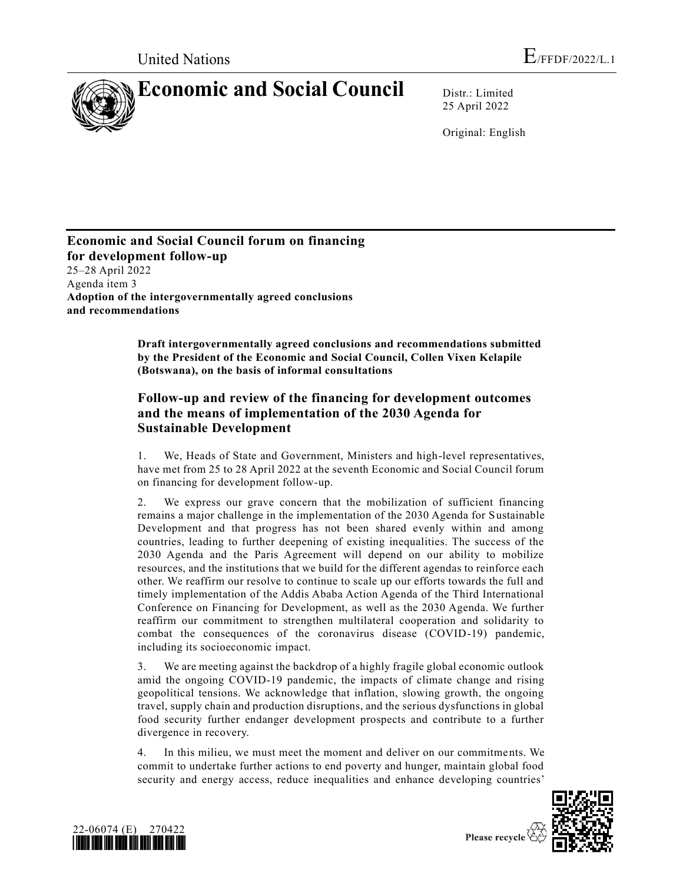United Nations E/FFDF/2022/L.1

# Economic and Social Council

Distr.: Limited
25 April 2022

Original: English

**Economic and Social Council forum on financing for development follow-up**
25–28 April 2022
Agenda item 3
**Adoption of the intergovernmentally agreed conclusions and recommendations**

**Draft intergovernmentally agreed conclusions and recommendations submitted by the President of the Economic and Social Council, Collen Vixen Kelapile (Botswana), on the basis of informal consultations**

## Follow-up and review of the financing for development outcomes and the means of implementation of the 2030 Agenda for Sustainable Development

1. We, Heads of State and Government, Ministers and high-level representatives, have met from 25 to 28 April 2022 at the seventh Economic and Social Council forum on financing for development follow-up.

2. We express our grave concern that the mobilization of sufficient financing remains a major challenge in the implementation of the 2030 Agenda for Sustainable Development and that progress has not been shared evenly within and among countries, leading to further deepening of existing inequalities. The success of the 2030 Agenda and the Paris Agreement will depend on our ability to mobilize resources, and the institutions that we build for the different agendas to reinforce each other. We reaffirm our resolve to continue to scale up our efforts towards the full and timely implementation of the Addis Ababa Action Agenda of the Third International Conference on Financing for Development, as well as the 2030 Agenda. We further reaffirm our commitment to strengthen multilateral cooperation and solidarity to combat the consequences of the coronavirus disease (COVID-19) pandemic, including its socioeconomic impact.

3. We are meeting against the backdrop of a highly fragile global economic outlook amid the ongoing COVID-19 pandemic, the impacts of climate change and rising geopolitical tensions. We acknowledge that inflation, slowing growth, the ongoing travel, supply chain and production disruptions, and the serious dysfunctions in global food security further endanger development prospects and contribute to a further divergence in recovery.

4. In this milieu, we must meet the moment and deliver on our commitments. We commit to undertake further actions to end poverty and hunger, maintain global food security and energy access, reduce inequalities and enhance developing countries'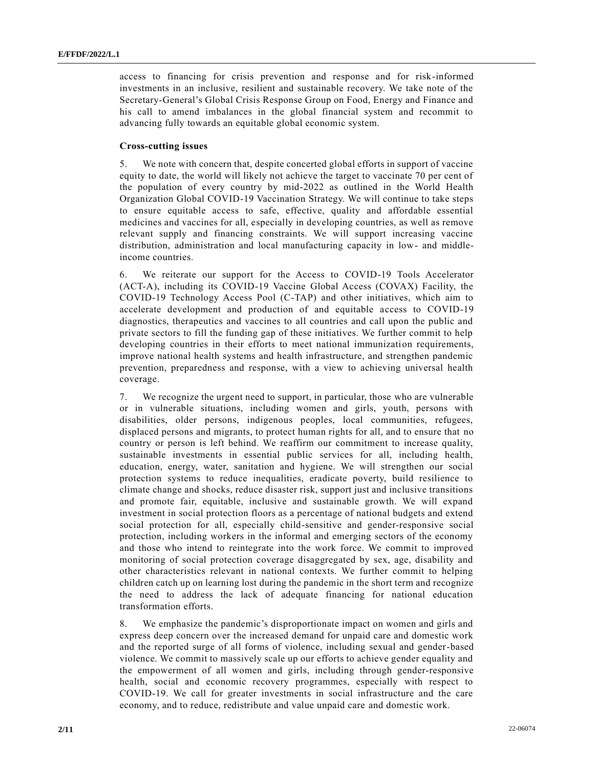access to financing for crisis prevention and response and for risk-informed investments in an inclusive, resilient and sustainable recovery. We take note of the Secretary-General's Global Crisis Response Group on Food, Energy and Finance and his call to amend imbalances in the global financial system and recommit to advancing fully towards an equitable global economic system.

**Cross-cutting issues**

5. We note with concern that, despite concerted global efforts in support of vaccine equity to date, the world will likely not achieve the target to vaccinate 70 per cent of the population of every country by mid-2022 as outlined in the World Health Organization Global COVID-19 Vaccination Strategy. We will continue to take steps to ensure equitable access to safe, effective, quality and affordable essential medicines and vaccines for all, especially in developing countries, as well as remove relevant supply and financing constraints. We will support increasing vaccine distribution, administration and local manufacturing capacity in low- and middle-income countries.

6. We reiterate our support for the Access to COVID-19 Tools Accelerator (ACT-A), including its COVID-19 Vaccine Global Access (COVAX) Facility, the COVID-19 Technology Access Pool (C-TAP) and other initiatives, which aim to accelerate development and production of and equitable access to COVID-19 diagnostics, therapeutics and vaccines to all countries and call upon the public and private sectors to fill the funding gap of these initiatives. We further commit to help developing countries in their efforts to meet national immunization requirements, improve national health systems and health infrastructure, and strengthen pandemic prevention, preparedness and response, with a view to achieving universal health coverage.

7. We recognize the urgent need to support, in particular, those who are vulnerable or in vulnerable situations, including women and girls, youth, persons with disabilities, older persons, indigenous peoples, local communities, refugees, displaced persons and migrants, to protect human rights for all, and to ensure that no country or person is left behind. We reaffirm our commitment to increase quality, sustainable investments in essential public services for all, including health, education, energy, water, sanitation and hygiene. We will strengthen our social protection systems to reduce inequalities, eradicate poverty, build resilience to climate change and shocks, reduce disaster risk, support just and inclusive transitions and promote fair, equitable, inclusive and sustainable growth. We will expand investment in social protection floors as a percentage of national budgets and extend social protection for all, especially child-sensitive and gender-responsive social protection, including workers in the informal and emerging sectors of the economy and those who intend to reintegrate into the work force. We commit to improved monitoring of social protection coverage disaggregated by sex, age, disability and other characteristics relevant in national contexts. We further commit to helping children catch up on learning lost during the pandemic in the short term and recognize the need to address the lack of adequate financing for national education transformation efforts.

8. We emphasize the pandemic's disproportionate impact on women and girls and express deep concern over the increased demand for unpaid care and domestic work and the reported surge of all forms of violence, including sexual and gender-based violence. We commit to massively scale up our efforts to achieve gender equality and the empowerment of all women and girls, including through gender-responsive health, social and economic recovery programmes, especially with respect to COVID-19. We call for greater investments in social infrastructure and the care economy, and to reduce, redistribute and value unpaid care and domestic work.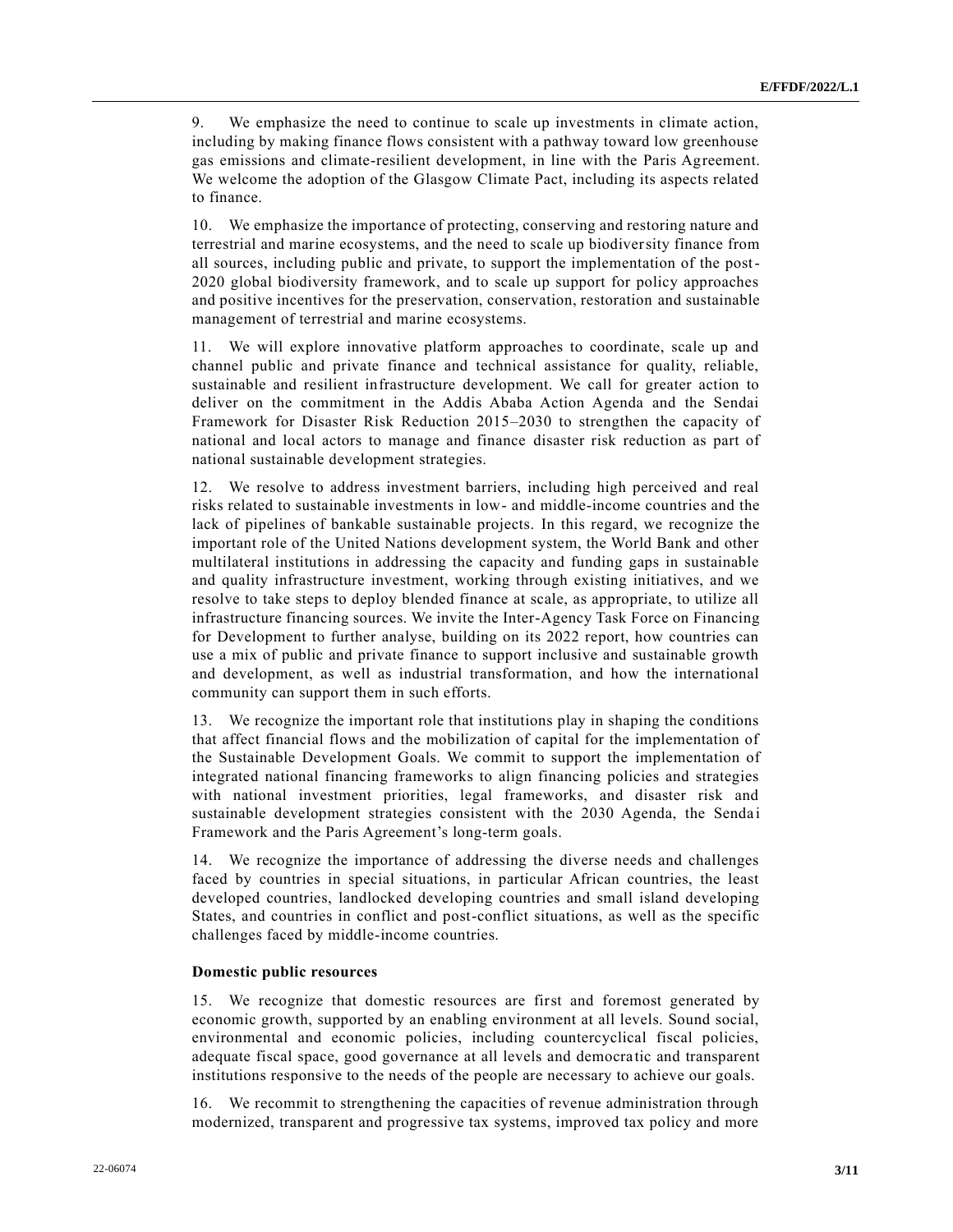9. We emphasize the need to continue to scale up investments in climate action, including by making finance flows consistent with a pathway toward low greenhouse gas emissions and climate-resilient development, in line with the Paris Agreement. We welcome the adoption of the Glasgow Climate Pact, including its aspects related to finance.

10. We emphasize the importance of protecting, conserving and restoring nature and terrestrial and marine ecosystems, and the need to scale up biodiversity finance from all sources, including public and private, to support the implementation of the post-2020 global biodiversity framework, and to scale up support for policy approaches and positive incentives for the preservation, conservation, restoration and sustainable management of terrestrial and marine ecosystems.

11. We will explore innovative platform approaches to coordinate, scale up and channel public and private finance and technical assistance for quality, reliable, sustainable and resilient infrastructure development. We call for greater action to deliver on the commitment in the Addis Ababa Action Agenda and the Sendai Framework for Disaster Risk Reduction 2015–2030 to strengthen the capacity of national and local actors to manage and finance disaster risk reduction as part of national sustainable development strategies.

12. We resolve to address investment barriers, including high perceived and real risks related to sustainable investments in low- and middle-income countries and the lack of pipelines of bankable sustainable projects. In this regard, we recognize the important role of the United Nations development system, the World Bank and other multilateral institutions in addressing the capacity and funding gaps in sustainable and quality infrastructure investment, working through existing initiatives, and we resolve to take steps to deploy blended finance at scale, as appropriate, to utilize all infrastructure financing sources. We invite the Inter-Agency Task Force on Financing for Development to further analyse, building on its 2022 report, how countries can use a mix of public and private finance to support inclusive and sustainable growth and development, as well as industrial transformation, and how the international community can support them in such efforts.

13. We recognize the important role that institutions play in shaping the conditions that affect financial flows and the mobilization of capital for the implementation of the Sustainable Development Goals. We commit to support the implementation of integrated national financing frameworks to align financing policies and strategies with national investment priorities, legal frameworks, and disaster risk and sustainable development strategies consistent with the 2030 Agenda, the Sendai Framework and the Paris Agreement's long-term goals.

14. We recognize the importance of addressing the diverse needs and challenges faced by countries in special situations, in particular African countries, the least developed countries, landlocked developing countries and small island developing States, and countries in conflict and post-conflict situations, as well as the specific challenges faced by middle-income countries.

**Domestic public resources**

15. We recognize that domestic resources are first and foremost generated by economic growth, supported by an enabling environment at all levels. Sound social, environmental and economic policies, including countercyclical fiscal policies, adequate fiscal space, good governance at all levels and democratic and transparent institutions responsive to the needs of the people are necessary to achieve our goals.

16. We recommit to strengthening the capacities of revenue administration through modernized, transparent and progressive tax systems, improved tax policy and more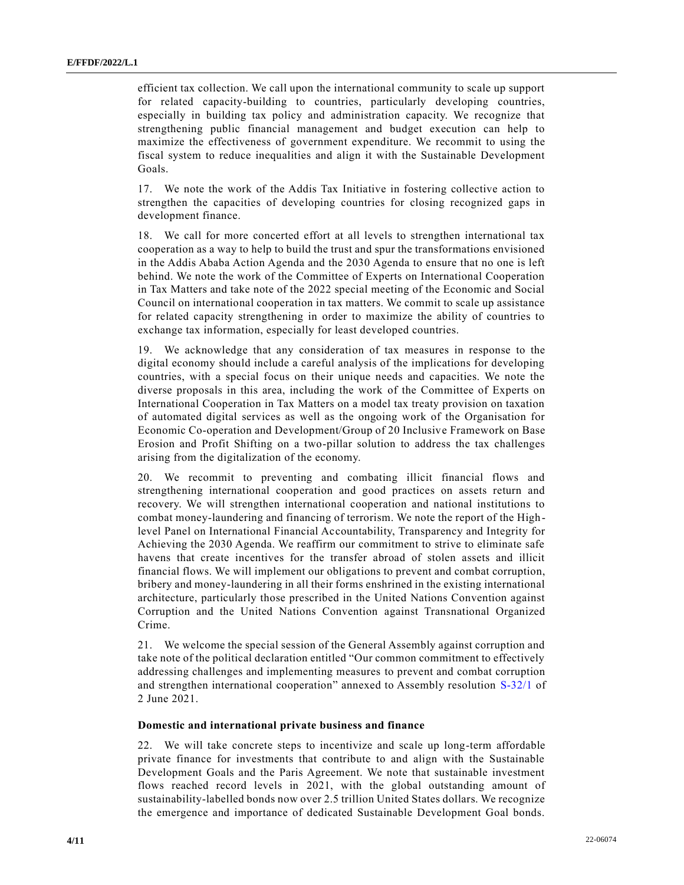efficient tax collection. We call upon the international community to scale up support for related capacity-building to countries, particularly developing countries, especially in building tax policy and administration capacity. We recognize that strengthening public financial management and budget execution can help to maximize the effectiveness of government expenditure. We recommit to using the fiscal system to reduce inequalities and align it with the Sustainable Development Goals.

17. We note the work of the Addis Tax Initiative in fostering collective action to strengthen the capacities of developing countries for closing recognized gaps in development finance.

18. We call for more concerted effort at all levels to strengthen international tax cooperation as a way to help to build the trust and spur the transformations envisioned in the Addis Ababa Action Agenda and the 2030 Agenda to ensure that no one is left behind. We note the work of the Committee of Experts on International Cooperation in Tax Matters and take note of the 2022 special meeting of the Economic and Social Council on international cooperation in tax matters. We commit to scale up assistance for related capacity strengthening in order to maximize the ability of countries to exchange tax information, especially for least developed countries.

19. We acknowledge that any consideration of tax measures in response to the digital economy should include a careful analysis of the implications for developing countries, with a special focus on their unique needs and capacities. We note the diverse proposals in this area, including the work of the Committee of Experts on International Cooperation in Tax Matters on a model tax treaty provision on taxation of automated digital services as well as the ongoing work of the Organisation for Economic Co-operation and Development/Group of 20 Inclusive Framework on Base Erosion and Profit Shifting on a two-pillar solution to address the tax challenges arising from the digitalization of the economy.

20. We recommit to preventing and combating illicit financial flows and strengthening international cooperation and good practices on assets return and recovery. We will strengthen international cooperation and national institutions to combat money-laundering and financing of terrorism. We note the report of the High-level Panel on International Financial Accountability, Transparency and Integrity for Achieving the 2030 Agenda. We reaffirm our commitment to strive to eliminate safe havens that create incentives for the transfer abroad of stolen assets and illicit financial flows. We will implement our obligations to prevent and combat corruption, bribery and money-laundering in all their forms enshrined in the existing international architecture, particularly those prescribed in the United Nations Convention against Corruption and the United Nations Convention against Transnational Organized Crime.

21. We welcome the special session of the General Assembly against corruption and take note of the political declaration entitled "Our common commitment to effectively addressing challenges and implementing measures to prevent and combat corruption and strengthen international cooperation" annexed to Assembly resolution S-32/1 of 2 June 2021.

### Domestic and international private business and finance

22. We will take concrete steps to incentivize and scale up long-term affordable private finance for investments that contribute to and align with the Sustainable Development Goals and the Paris Agreement. We note that sustainable investment flows reached record levels in 2021, with the global outstanding amount of sustainability-labelled bonds now over 2.5 trillion United States dollars. We recognize the emergence and importance of dedicated Sustainable Development Goal bonds.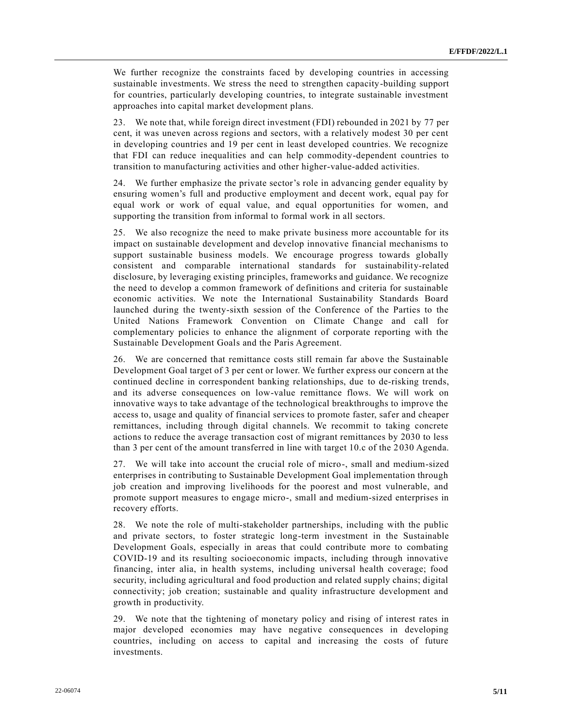We further recognize the constraints faced by developing countries in accessing sustainable investments. We stress the need to strengthen capacity-building support for countries, particularly developing countries, to integrate sustainable investment approaches into capital market development plans.

23. We note that, while foreign direct investment (FDI) rebounded in 2021 by 77 per cent, it was uneven across regions and sectors, with a relatively modest 30 per cent in developing countries and 19 per cent in least developed countries. We recognize that FDI can reduce inequalities and can help commodity-dependent countries to transition to manufacturing activities and other higher-value-added activities.

24. We further emphasize the private sector's role in advancing gender equality by ensuring women's full and productive employment and decent work, equal pay for equal work or work of equal value, and equal opportunities for women, and supporting the transition from informal to formal work in all sectors.

25. We also recognize the need to make private business more accountable for its impact on sustainable development and develop innovative financial mechanisms to support sustainable business models. We encourage progress towards globally consistent and comparable international standards for sustainability-related disclosure, by leveraging existing principles, frameworks and guidance. We recognize the need to develop a common framework of definitions and criteria for sustainable economic activities. We note the International Sustainability Standards Board launched during the twenty-sixth session of the Conference of the Parties to the United Nations Framework Convention on Climate Change and call for complementary policies to enhance the alignment of corporate reporting with the Sustainable Development Goals and the Paris Agreement.

26. We are concerned that remittance costs still remain far above the Sustainable Development Goal target of 3 per cent or lower. We further express our concern at the continued decline in correspondent banking relationships, due to de-risking trends, and its adverse consequences on low-value remittance flows. We will work on innovative ways to take advantage of the technological breakthroughs to improve the access to, usage and quality of financial services to promote faster, safer and cheaper remittances, including through digital channels. We recommit to taking concrete actions to reduce the average transaction cost of migrant remittances by 2030 to less than 3 per cent of the amount transferred in line with target 10.c of the 2030 Agenda.

27. We will take into account the crucial role of micro-, small and medium-sized enterprises in contributing to Sustainable Development Goal implementation through job creation and improving livelihoods for the poorest and most vulnerable, and promote support measures to engage micro-, small and medium-sized enterprises in recovery efforts.

28. We note the role of multi-stakeholder partnerships, including with the public and private sectors, to foster strategic long-term investment in the Sustainable Development Goals, especially in areas that could contribute more to combating COVID-19 and its resulting socioeconomic impacts, including through innovative financing, inter alia, in health systems, including universal health coverage; food security, including agricultural and food production and related supply chains; digital connectivity; job creation; sustainable and quality infrastructure development and growth in productivity.

29. We note that the tightening of monetary policy and rising of interest rates in major developed economies may have negative consequences in developing countries, including on access to capital and increasing the costs of future investments.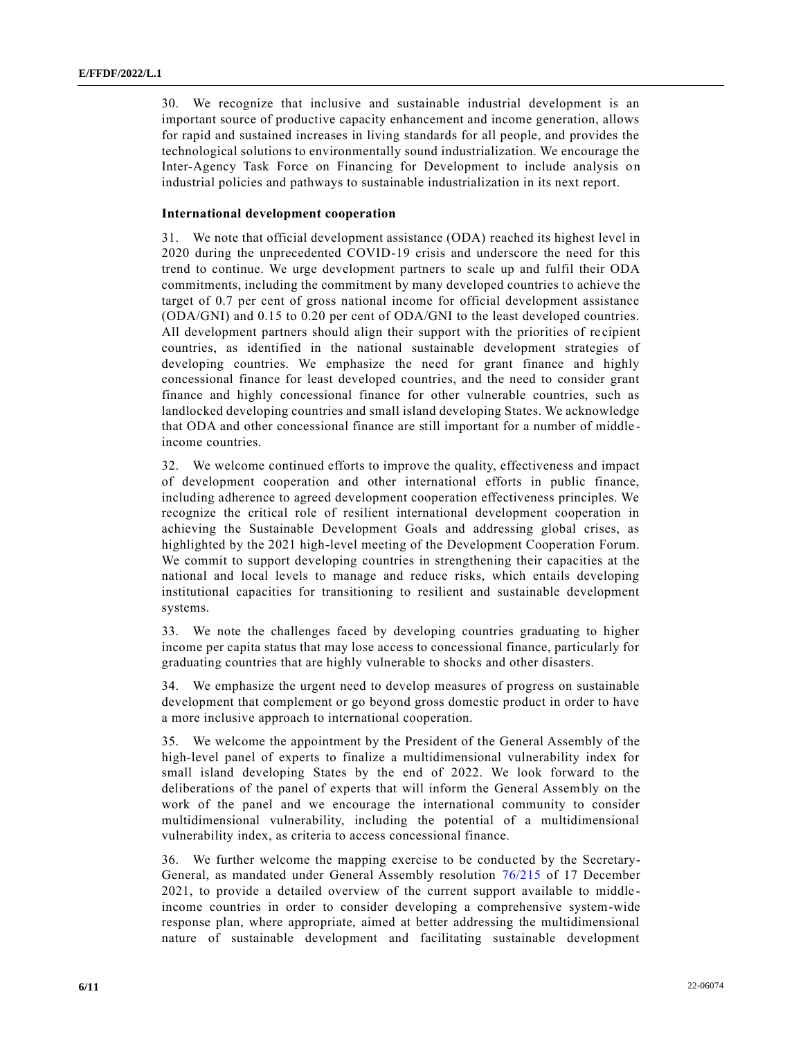30. We recognize that inclusive and sustainable industrial development is an important source of productive capacity enhancement and income generation, allows for rapid and sustained increases in living standards for all people, and provides the technological solutions to environmentally sound industrialization. We encourage the Inter-Agency Task Force on Financing for Development to include analysis on industrial policies and pathways to sustainable industrialization in its next report.

**International development cooperation**

31. We note that official development assistance (ODA) reached its highest level in 2020 during the unprecedented COVID-19 crisis and underscore the need for this trend to continue. We urge development partners to scale up and fulfil their ODA commitments, including the commitment by many developed countries to achieve the target of 0.7 per cent of gross national income for official development assistance (ODA/GNI) and 0.15 to 0.20 per cent of ODA/GNI to the least developed countries. All development partners should align their support with the priorities of recipient countries, as identified in the national sustainable development strategies of developing countries. We emphasize the need for grant finance and highly concessional finance for least developed countries, and the need to consider grant finance and highly concessional finance for other vulnerable countries, such as landlocked developing countries and small island developing States. We acknowledge that ODA and other concessional finance are still important for a number of middle-income countries.

32. We welcome continued efforts to improve the quality, effectiveness and impact of development cooperation and other international efforts in public finance, including adherence to agreed development cooperation effectiveness principles. We recognize the critical role of resilient international development cooperation in achieving the Sustainable Development Goals and addressing global crises, as highlighted by the 2021 high-level meeting of the Development Cooperation Forum. We commit to support developing countries in strengthening their capacities at the national and local levels to manage and reduce risks, which entails developing institutional capacities for transitioning to resilient and sustainable development systems.

33. We note the challenges faced by developing countries graduating to higher income per capita status that may lose access to concessional finance, particularly for graduating countries that are highly vulnerable to shocks and other disasters.

34. We emphasize the urgent need to develop measures of progress on sustainable development that complement or go beyond gross domestic product in order to have a more inclusive approach to international cooperation.

35. We welcome the appointment by the President of the General Assembly of the high-level panel of experts to finalize a multidimensional vulnerability index for small island developing States by the end of 2022. We look forward to the deliberations of the panel of experts that will inform the General Assembly on the work of the panel and we encourage the international community to consider multidimensional vulnerability, including the potential of a multidimensional vulnerability index, as criteria to access concessional finance.

36. We further welcome the mapping exercise to be conducted by the Secretary-General, as mandated under General Assembly resolution 76/215 of 17 December 2021, to provide a detailed overview of the current support available to middle-income countries in order to consider developing a comprehensive system-wide response plan, where appropriate, aimed at better addressing the multidimensional nature of sustainable development and facilitating sustainable development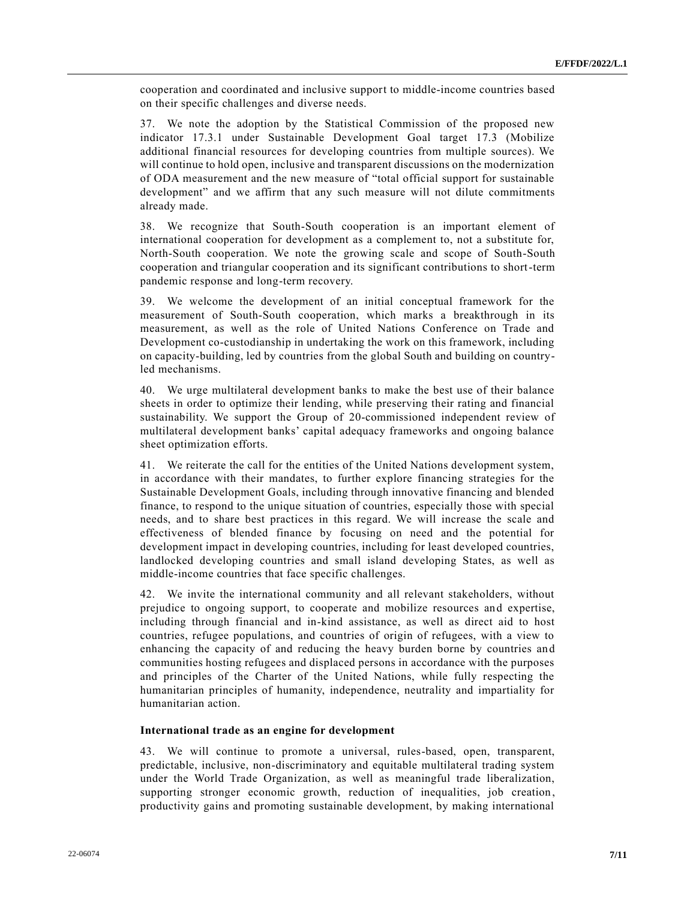cooperation and coordinated and inclusive support to middle-income countries based on their specific challenges and diverse needs.

37. We note the adoption by the Statistical Commission of the proposed new indicator 17.3.1 under Sustainable Development Goal target 17.3 (Mobilize additional financial resources for developing countries from multiple sources). We will continue to hold open, inclusive and transparent discussions on the modernization of ODA measurement and the new measure of "total official support for sustainable development" and we affirm that any such measure will not dilute commitments already made.

38. We recognize that South-South cooperation is an important element of international cooperation for development as a complement to, not a substitute for, North-South cooperation. We note the growing scale and scope of South-South cooperation and triangular cooperation and its significant contributions to short-term pandemic response and long-term recovery.

39. We welcome the development of an initial conceptual framework for the measurement of South-South cooperation, which marks a breakthrough in its measurement, as well as the role of United Nations Conference on Trade and Development co-custodianship in undertaking the work on this framework, including on capacity-building, led by countries from the global South and building on country-led mechanisms.

40. We urge multilateral development banks to make the best use of their balance sheets in order to optimize their lending, while preserving their rating and financial sustainability. We support the Group of 20-commissioned independent review of multilateral development banks' capital adequacy frameworks and ongoing balance sheet optimization efforts.

41. We reiterate the call for the entities of the United Nations development system, in accordance with their mandates, to further explore financing strategies for the Sustainable Development Goals, including through innovative financing and blended finance, to respond to the unique situation of countries, especially those with special needs, and to share best practices in this regard. We will increase the scale and effectiveness of blended finance by focusing on need and the potential for development impact in developing countries, including for least developed countries, landlocked developing countries and small island developing States, as well as middle-income countries that face specific challenges.

42. We invite the international community and all relevant stakeholders, without prejudice to ongoing support, to cooperate and mobilize resources and expertise, including through financial and in-kind assistance, as well as direct aid to host countries, refugee populations, and countries of origin of refugees, with a view to enhancing the capacity of and reducing the heavy burden borne by countries and communities hosting refugees and displaced persons in accordance with the purposes and principles of the Charter of the United Nations, while fully respecting the humanitarian principles of humanity, independence, neutrality and impartiality for humanitarian action.

**International trade as an engine for development**

43. We will continue to promote a universal, rules-based, open, transparent, predictable, inclusive, non-discriminatory and equitable multilateral trading system under the World Trade Organization, as well as meaningful trade liberalization, supporting stronger economic growth, reduction of inequalities, job creation, productivity gains and promoting sustainable development, by making international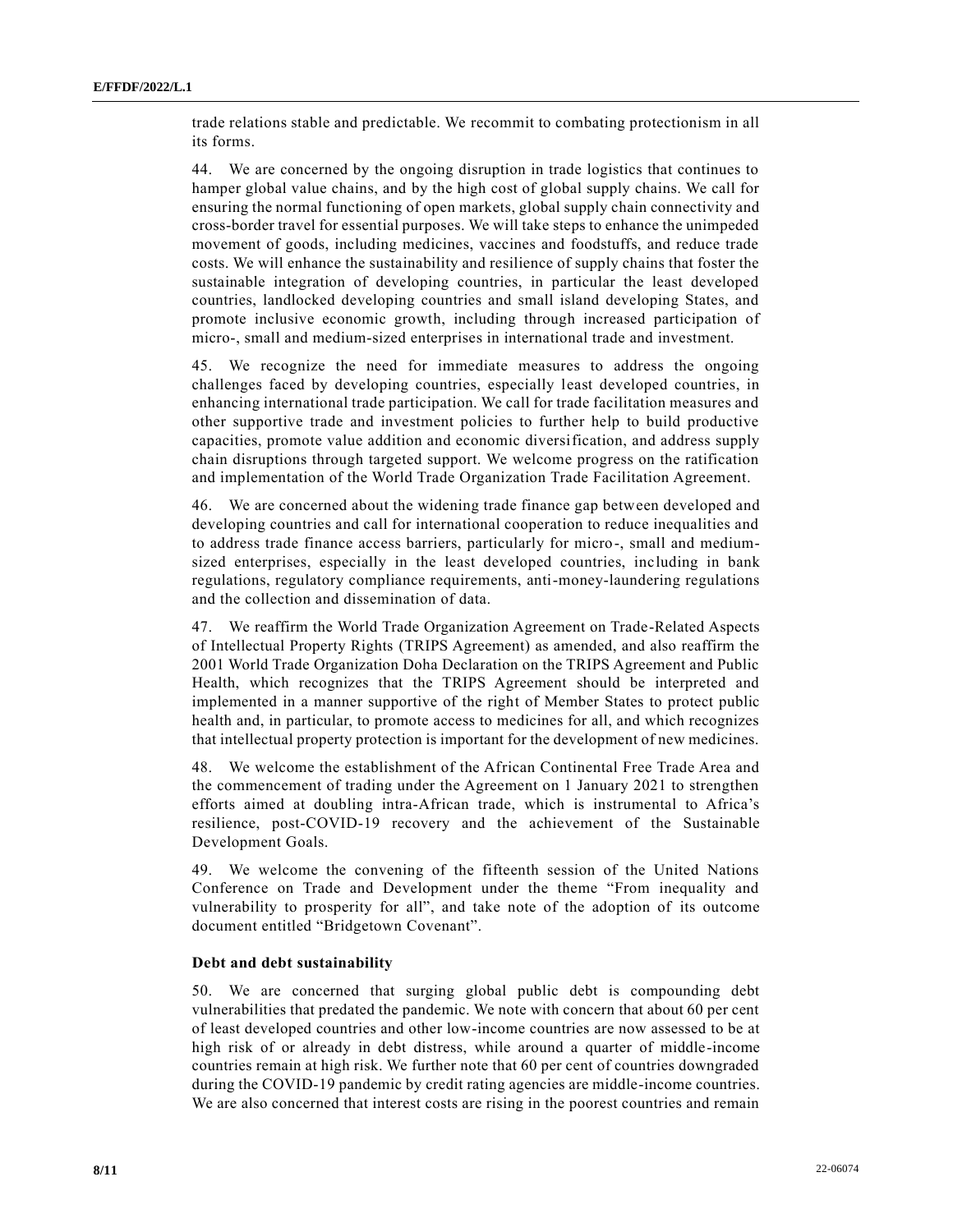trade relations stable and predictable. We recommit to combating protectionism in all its forms.

44. We are concerned by the ongoing disruption in trade logistics that continues to hamper global value chains, and by the high cost of global supply chains. We call for ensuring the normal functioning of open markets, global supply chain connectivity and cross-border travel for essential purposes. We will take steps to enhance the unimpeded movement of goods, including medicines, vaccines and foodstuffs, and reduce trade costs. We will enhance the sustainability and resilience of supply chains that foster the sustainable integration of developing countries, in particular the least developed countries, landlocked developing countries and small island developing States, and promote inclusive economic growth, including through increased participation of micro-, small and medium-sized enterprises in international trade and investment.

45. We recognize the need for immediate measures to address the ongoing challenges faced by developing countries, especially least developed countries, in enhancing international trade participation. We call for trade facilitation measures and other supportive trade and investment policies to further help to build productive capacities, promote value addition and economic diversification, and address supply chain disruptions through targeted support. We welcome progress on the ratification and implementation of the World Trade Organization Trade Facilitation Agreement.

46. We are concerned about the widening trade finance gap between developed and developing countries and call for international cooperation to reduce inequalities and to address trade finance access barriers, particularly for micro-, small and medium-sized enterprises, especially in the least developed countries, including in bank regulations, regulatory compliance requirements, anti-money-laundering regulations and the collection and dissemination of data.

47. We reaffirm the World Trade Organization Agreement on Trade-Related Aspects of Intellectual Property Rights (TRIPS Agreement) as amended, and also reaffirm the 2001 World Trade Organization Doha Declaration on the TRIPS Agreement and Public Health, which recognizes that the TRIPS Agreement should be interpreted and implemented in a manner supportive of the right of Member States to protect public health and, in particular, to promote access to medicines for all, and which recognizes that intellectual property protection is important for the development of new medicines.

48. We welcome the establishment of the African Continental Free Trade Area and the commencement of trading under the Agreement on 1 January 2021 to strengthen efforts aimed at doubling intra-African trade, which is instrumental to Africa's resilience, post-COVID-19 recovery and the achievement of the Sustainable Development Goals.

49. We welcome the convening of the fifteenth session of the United Nations Conference on Trade and Development under the theme "From inequality and vulnerability to prosperity for all", and take note of the adoption of its outcome document entitled "Bridgetown Covenant".

**Debt and debt sustainability**

50. We are concerned that surging global public debt is compounding debt vulnerabilities that predated the pandemic. We note with concern that about 60 per cent of least developed countries and other low-income countries are now assessed to be at high risk of or already in debt distress, while around a quarter of middle-income countries remain at high risk. We further note that 60 per cent of countries downgraded during the COVID-19 pandemic by credit rating agencies are middle-income countries. We are also concerned that interest costs are rising in the poorest countries and remain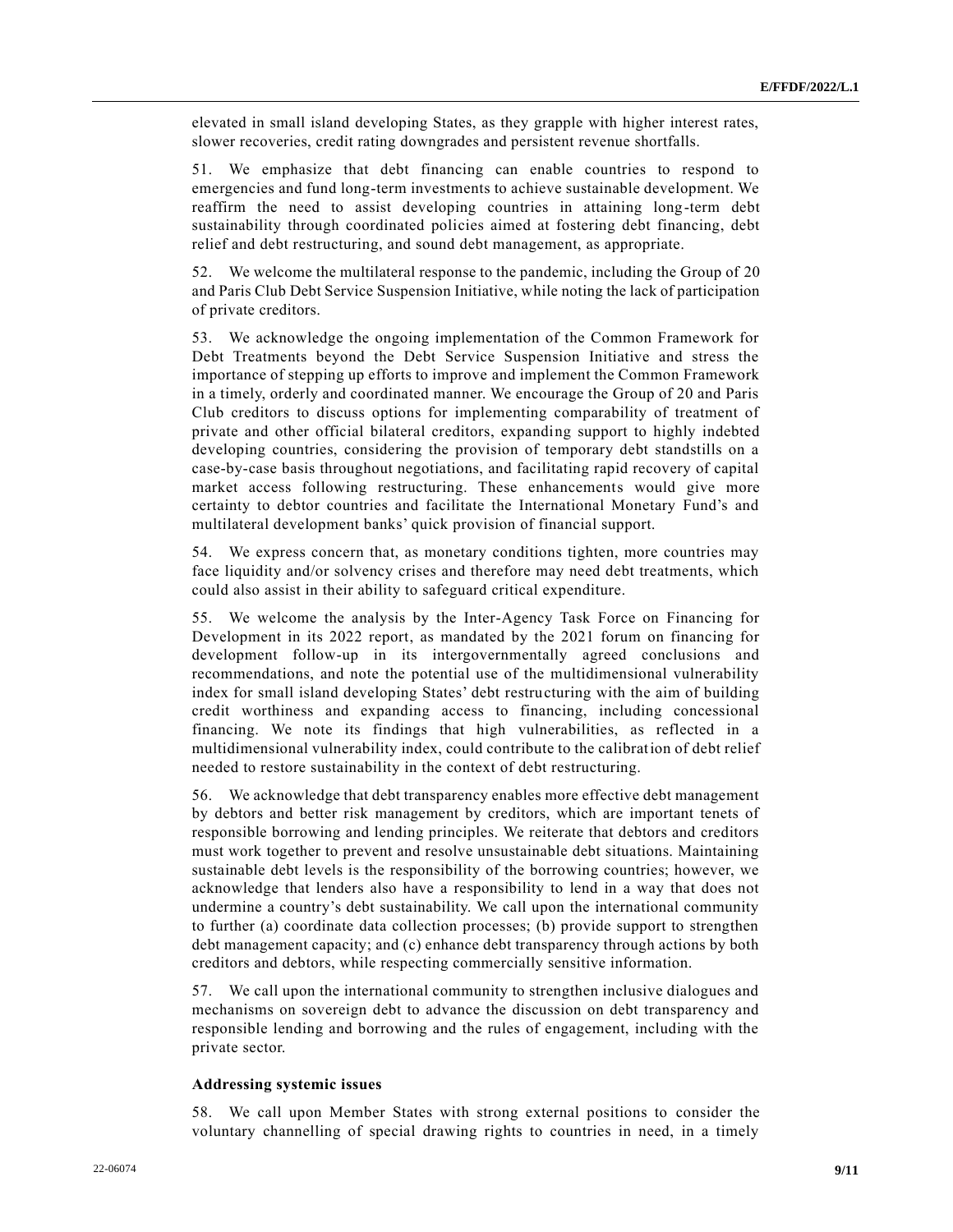elevated in small island developing States, as they grapple with higher interest rates, slower recoveries, credit rating downgrades and persistent revenue shortfalls.

51. We emphasize that debt financing can enable countries to respond to emergencies and fund long-term investments to achieve sustainable development. We reaffirm the need to assist developing countries in attaining long-term debt sustainability through coordinated policies aimed at fostering debt financing, debt relief and debt restructuring, and sound debt management, as appropriate.

52. We welcome the multilateral response to the pandemic, including the Group of 20 and Paris Club Debt Service Suspension Initiative, while noting the lack of participation of private creditors.

53. We acknowledge the ongoing implementation of the Common Framework for Debt Treatments beyond the Debt Service Suspension Initiative and stress the importance of stepping up efforts to improve and implement the Common Framework in a timely, orderly and coordinated manner. We encourage the Group of 20 and Paris Club creditors to discuss options for implementing comparability of treatment of private and other official bilateral creditors, expanding support to highly indebted developing countries, considering the provision of temporary debt standstills on a case-by-case basis throughout negotiations, and facilitating rapid recovery of capital market access following restructuring. These enhancements would give more certainty to debtor countries and facilitate the International Monetary Fund's and multilateral development banks' quick provision of financial support.

54. We express concern that, as monetary conditions tighten, more countries may face liquidity and/or solvency crises and therefore may need debt treatments, which could also assist in their ability to safeguard critical expenditure.

55. We welcome the analysis by the Inter-Agency Task Force on Financing for Development in its 2022 report, as mandated by the 2021 forum on financing for development follow-up in its intergovernmentally agreed conclusions and recommendations, and note the potential use of the multidimensional vulnerability index for small island developing States' debt restructuring with the aim of building credit worthiness and expanding access to financing, including concessional financing. We note its findings that high vulnerabilities, as reflected in a multidimensional vulnerability index, could contribute to the calibration of debt relief needed to restore sustainability in the context of debt restructuring.

56. We acknowledge that debt transparency enables more effective debt management by debtors and better risk management by creditors, which are important tenets of responsible borrowing and lending principles. We reiterate that debtors and creditors must work together to prevent and resolve unsustainable debt situations. Maintaining sustainable debt levels is the responsibility of the borrowing countries; however, we acknowledge that lenders also have a responsibility to lend in a way that does not undermine a country's debt sustainability. We call upon the international community to further (a) coordinate data collection processes; (b) provide support to strengthen debt management capacity; and (c) enhance debt transparency through actions by both creditors and debtors, while respecting commercially sensitive information.

57. We call upon the international community to strengthen inclusive dialogues and mechanisms on sovereign debt to advance the discussion on debt transparency and responsible lending and borrowing and the rules of engagement, including with the private sector.

**Addressing systemic issues**

58. We call upon Member States with strong external positions to consider the voluntary channelling of special drawing rights to countries in need, in a timely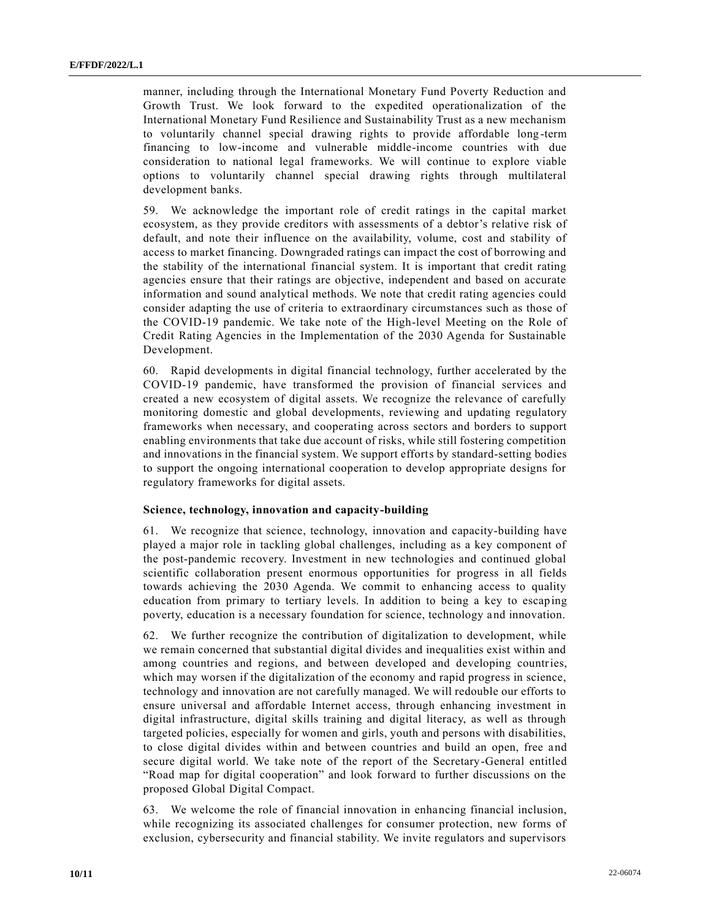manner, including through the International Monetary Fund Poverty Reduction and Growth Trust. We look forward to the expedited operationalization of the International Monetary Fund Resilience and Sustainability Trust as a new mechanism to voluntarily channel special drawing rights to provide affordable long-term financing to low-income and vulnerable middle-income countries with due consideration to national legal frameworks. We will continue to explore viable options to voluntarily channel special drawing rights through multilateral development banks.

59. We acknowledge the important role of credit ratings in the capital market ecosystem, as they provide creditors with assessments of a debtor's relative risk of default, and note their influence on the availability, volume, cost and stability of access to market financing. Downgraded ratings can impact the cost of borrowing and the stability of the international financial system. It is important that credit rating agencies ensure that their ratings are objective, independent and based on accurate information and sound analytical methods. We note that credit rating agencies could consider adapting the use of criteria to extraordinary circumstances such as those of the COVID-19 pandemic. We take note of the High-level Meeting on the Role of Credit Rating Agencies in the Implementation of the 2030 Agenda for Sustainable Development.

60. Rapid developments in digital financial technology, further accelerated by the COVID-19 pandemic, have transformed the provision of financial services and created a new ecosystem of digital assets. We recognize the relevance of carefully monitoring domestic and global developments, reviewing and updating regulatory frameworks when necessary, and cooperating across sectors and borders to support enabling environments that take due account of risks, while still fostering competition and innovations in the financial system. We support efforts by standard-setting bodies to support the ongoing international cooperation to develop appropriate designs for regulatory frameworks for digital assets.

**Science, technology, innovation and capacity-building**

61. We recognize that science, technology, innovation and capacity-building have played a major role in tackling global challenges, including as a key component of the post-pandemic recovery. Investment in new technologies and continued global scientific collaboration present enormous opportunities for progress in all fields towards achieving the 2030 Agenda. We commit to enhancing access to quality education from primary to tertiary levels. In addition to being a key to escaping poverty, education is a necessary foundation for science, technology and innovation.

62. We further recognize the contribution of digitalization to development, while we remain concerned that substantial digital divides and inequalities exist within and among countries and regions, and between developed and developing countries, which may worsen if the digitalization of the economy and rapid progress in science, technology and innovation are not carefully managed. We will redouble our efforts to ensure universal and affordable Internet access, through enhancing investment in digital infrastructure, digital skills training and digital literacy, as well as through targeted policies, especially for women and girls, youth and persons with disabilities, to close digital divides within and between countries and build an open, free and secure digital world. We take note of the report of the Secretary-General entitled "Road map for digital cooperation" and look forward to further discussions on the proposed Global Digital Compact.

63. We welcome the role of financial innovation in enhancing financial inclusion, while recognizing its associated challenges for consumer protection, new forms of exclusion, cybersecurity and financial stability. We invite regulators and supervisors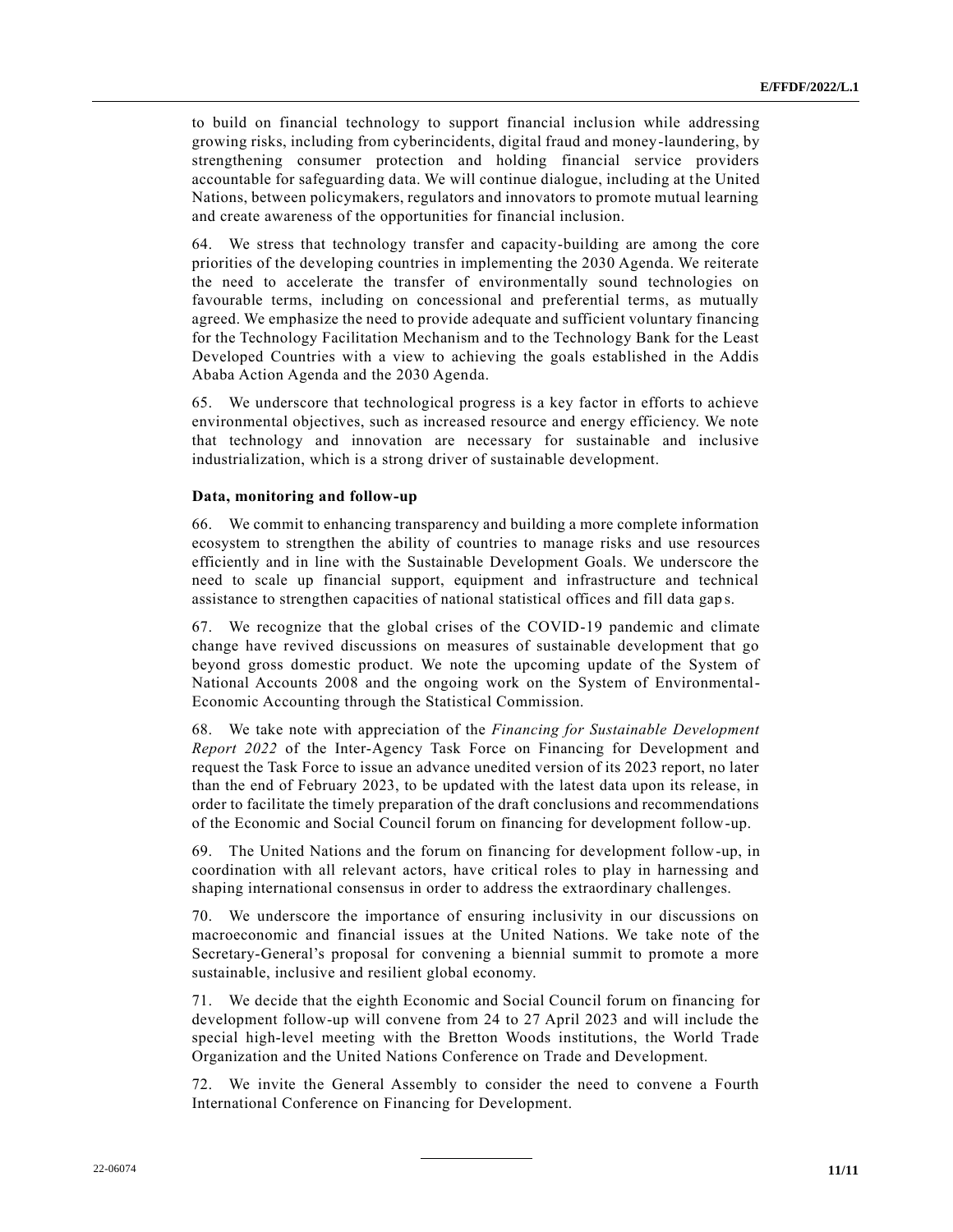to build on financial technology to support financial inclusion while addressing growing risks, including from cyberincidents, digital fraud and money-laundering, by strengthening consumer protection and holding financial service providers accountable for safeguarding data. We will continue dialogue, including at the United Nations, between policymakers, regulators and innovators to promote mutual learning and create awareness of the opportunities for financial inclusion.

64. We stress that technology transfer and capacity-building are among the core priorities of the developing countries in implementing the 2030 Agenda. We reiterate the need to accelerate the transfer of environmentally sound technologies on favourable terms, including on concessional and preferential terms, as mutually agreed. We emphasize the need to provide adequate and sufficient voluntary financing for the Technology Facilitation Mechanism and to the Technology Bank for the Least Developed Countries with a view to achieving the goals established in the Addis Ababa Action Agenda and the 2030 Agenda.

65. We underscore that technological progress is a key factor in efforts to achieve environmental objectives, such as increased resource and energy efficiency. We note that technology and innovation are necessary for sustainable and inclusive industrialization, which is a strong driver of sustainable development.

**Data, monitoring and follow-up**

66. We commit to enhancing transparency and building a more complete information ecosystem to strengthen the ability of countries to manage risks and use resources efficiently and in line with the Sustainable Development Goals. We underscore the need to scale up financial support, equipment and infrastructure and technical assistance to strengthen capacities of national statistical offices and fill data gaps.

67. We recognize that the global crises of the COVID-19 pandemic and climate change have revived discussions on measures of sustainable development that go beyond gross domestic product. We note the upcoming update of the System of National Accounts 2008 and the ongoing work on the System of Environmental-Economic Accounting through the Statistical Commission.

68. We take note with appreciation of the *Financing for Sustainable Development Report 2022* of the Inter-Agency Task Force on Financing for Development and request the Task Force to issue an advance unedited version of its 2023 report, no later than the end of February 2023, to be updated with the latest data upon its release, in order to facilitate the timely preparation of the draft conclusions and recommendations of the Economic and Social Council forum on financing for development follow-up.

69. The United Nations and the forum on financing for development follow-up, in coordination with all relevant actors, have critical roles to play in harnessing and shaping international consensus in order to address the extraordinary challenges.

70. We underscore the importance of ensuring inclusivity in our discussions on macroeconomic and financial issues at the United Nations. We take note of the Secretary-General's proposal for convening a biennial summit to promote a more sustainable, inclusive and resilient global economy.

71. We decide that the eighth Economic and Social Council forum on financing for development follow-up will convene from 24 to 27 April 2023 and will include the special high-level meeting with the Bretton Woods institutions, the World Trade Organization and the United Nations Conference on Trade and Development.

72. We invite the General Assembly to consider the need to convene a Fourth International Conference on Financing for Development.